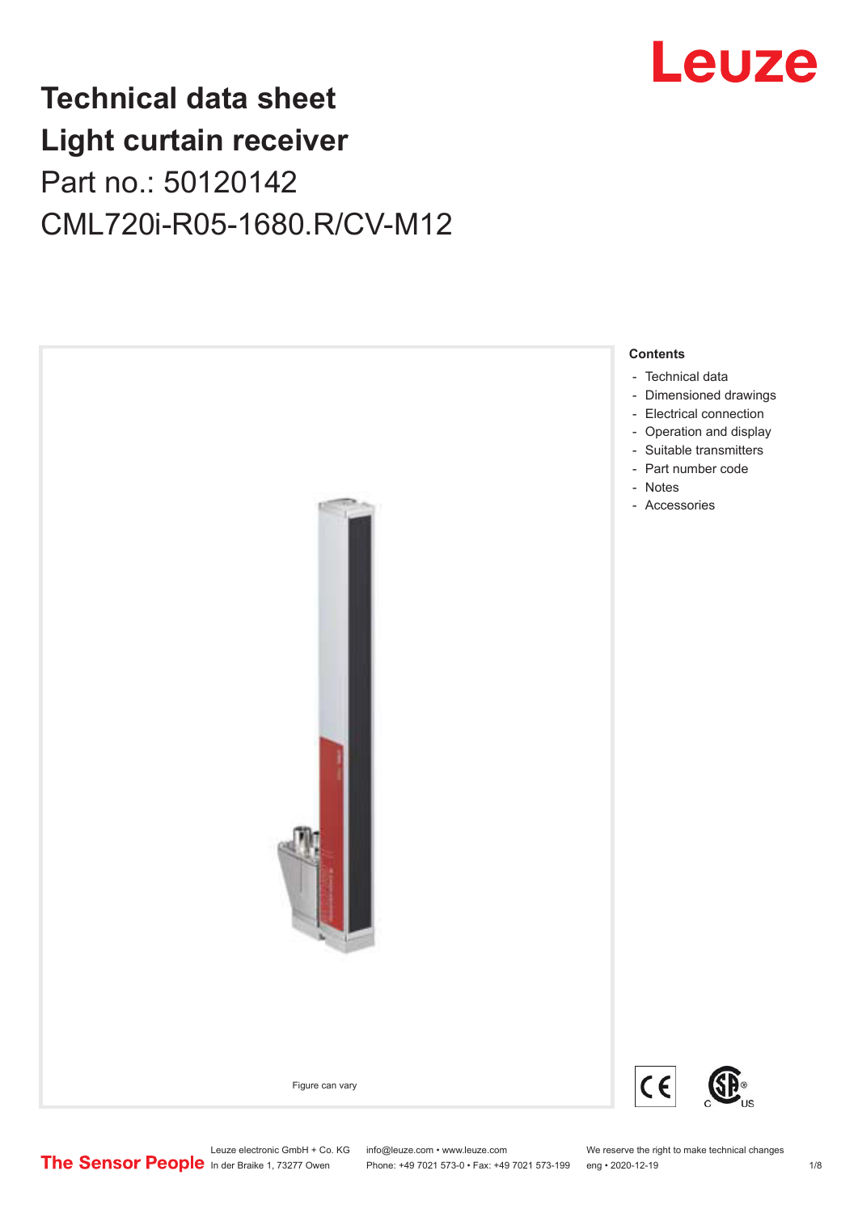# Technical data sheet
# Light curtain receiver

Part no.: 50120142

CML720i-R05-1680.R/CV-M12

Figure can vary

**Contents**

- Technical data
- Dimensioned drawings
- Electrical connection
- Operation and display
- Suitable transmitters
- Part number code
- Notes
- Accessories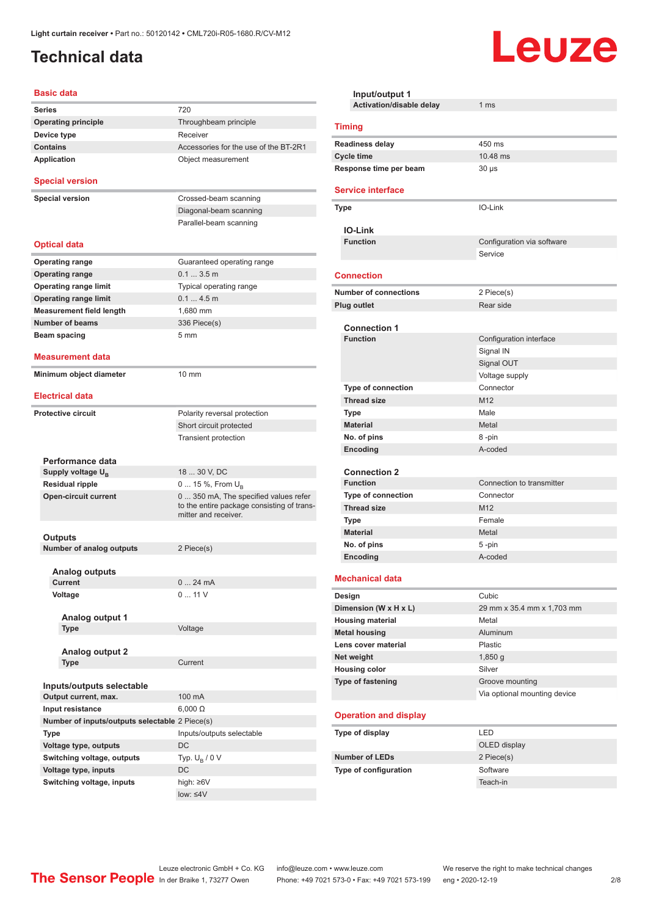# Technical data

## Basic data

| | |
|---|---|
| Series | 720 |
| Operating principle | Throughbeam principle |
| Device type | Receiver |
| Contains | Accessories for the use of the BT-2R1 |
| Application | Object measurement |

## Special version

| | |
|---|---|
| Special version | Crossed-beam scanning |
| | Diagonal-beam scanning |
| | Parallel-beam scanning |

## Optical data

| | |
|---|---|
| Operating range | Guaranteed operating range |
| Operating range | 0.1 ... 3.5 m |
| Operating range limit | Typical operating range |
| Operating range limit | 0.1 ... 4.5 m |
| Measurement field length | 1,680 mm |
| Number of beams | 336 Piece(s) |
| Beam spacing | 5 mm |

## Measurement data

| | |
|---|---|
| Minimum object diameter | 10 mm |

## Electrical data

| | |
|---|---|
| Protective circuit | Polarity reversal protection |
| | Short circuit protected |
| | Transient protection |

### Performance data

| | |
|---|---|
| Supply voltage $U_B$ | 18 ... 30 V, DC |
| Residual ripple | 0 ... 15 %, From $U_B$ |
| Open-circuit current | 0 ... 350 mA, The specified values refer to the entire package consisting of transmitter and receiver. |

### Outputs

| | |
|---|---|
| Number of analog outputs | 2 Piece(s) |

#### Analog outputs

| | |
|---|---|
| Current | 0 ... 24 mA |
| Voltage | 0 ... 11 V |

##### Analog output 1

| | |
|---|---|
| Type | Voltage |

##### Analog output 2

| | |
|---|---|
| Type | Current |

### Inputs/outputs selectable

| | |
|---|---|
| Output current, max. | 100 mA |
| Input resistance | 6,000 Ω |
| Number of inputs/outputs selectable | 2 Piece(s) |
| Type | Inputs/outputs selectable |
| Voltage type, outputs | DC |
| Switching voltage, outputs | Typ. $U_B$ / 0 V |
| Voltage type, inputs | DC |
| Switching voltage, inputs | high: ≥6V |
| | low: ≤4V |

### Input/output 1

| | |
|---|---|
| Activation/disable delay | 1 ms |

## Timing

| | |
|---|---|
| Readiness delay | 450 ms |
| Cycle time | 10.48 ms |
| Response time per beam | 30 µs |

## Service interface

| | |
|---|---|
| Type | IO-Link |

### IO-Link

| | |
|---|---|
| Function | Configuration via software |
| | Service |

## Connection

| | |
|---|---|
| Number of connections | 2 Piece(s) |
| Plug outlet | Rear side |

### Connection 1

| | |
|---|---|
| Function | Configuration interface |
| | Signal IN |
| | Signal OUT |
| | Voltage supply |
| Type of connection | Connector |
| Thread size | M12 |
| Type | Male |
| Material | Metal |
| No. of pins | 8 -pin |
| Encoding | A-coded |

### Connection 2

| | |
|---|---|
| Function | Connection to transmitter |
| Type of connection | Connector |
| Thread size | M12 |
| Type | Female |
| Material | Metal |
| No. of pins | 5 -pin |
| Encoding | A-coded |

## Mechanical data

| | |
|---|---|
| Design | Cubic |
| Dimension (W x H x L) | 29 mm x 35.4 mm x 1,703 mm |
| Housing material | Metal |
| Metal housing | Aluminum |
| Lens cover material | Plastic |
| Net weight | 1,850 g |
| Housing color | Silver |
| Type of fastening | Groove mounting |
| | Via optional mounting device |

## Operation and display

| | |
|---|---|
| Type of display | LED |
| | OLED display |
| Number of LEDs | 2 Piece(s) |
| Type of configuration | Software |
| | Teach-in |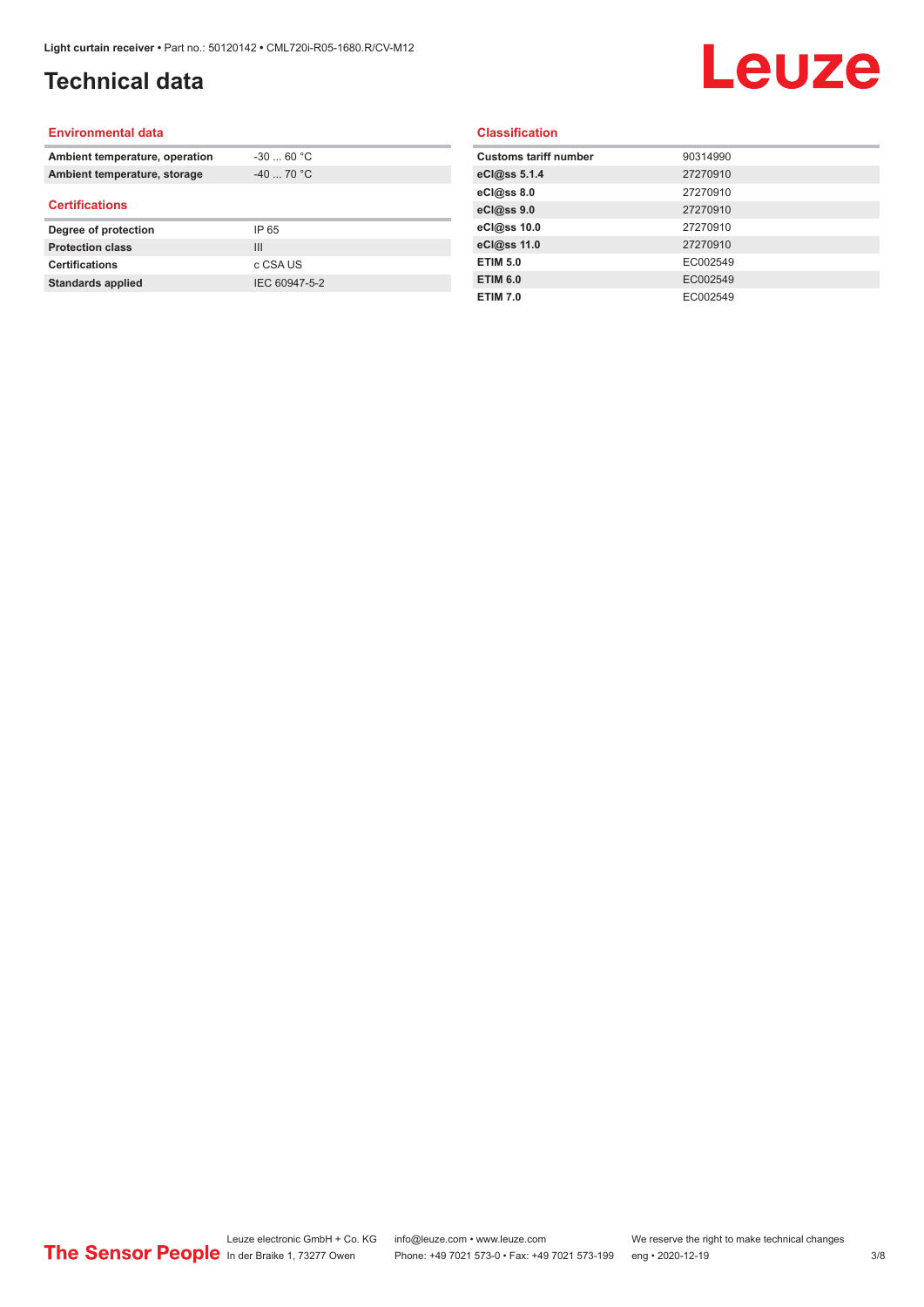# Technical data

## Environmental data

| | |
|---|---|
| **Ambient temperature, operation** | -30 ... 60 °C |
| **Ambient temperature, storage** | -40 ... 70 °C |

## Certifications

| | |
|---|---|
| **Degree of protection** | IP 65 |
| **Protection class** | III |
| **Certifications** | c CSA US |
| **Standards applied** | IEC 60947-5-2 |

## Classification

| | |
|---|---|
| **Customs tariff number** | 90314990 |
| **eCl@ss 5.1.4** | 27270910 |
| **eCl@ss 8.0** | 27270910 |
| **eCl@ss 9.0** | 27270910 |
| **eCl@ss 10.0** | 27270910 |
| **eCl@ss 11.0** | 27270910 |
| **ETIM 5.0** | EC002549 |
| **ETIM 6.0** | EC002549 |
| **ETIM 7.0** | EC002549 |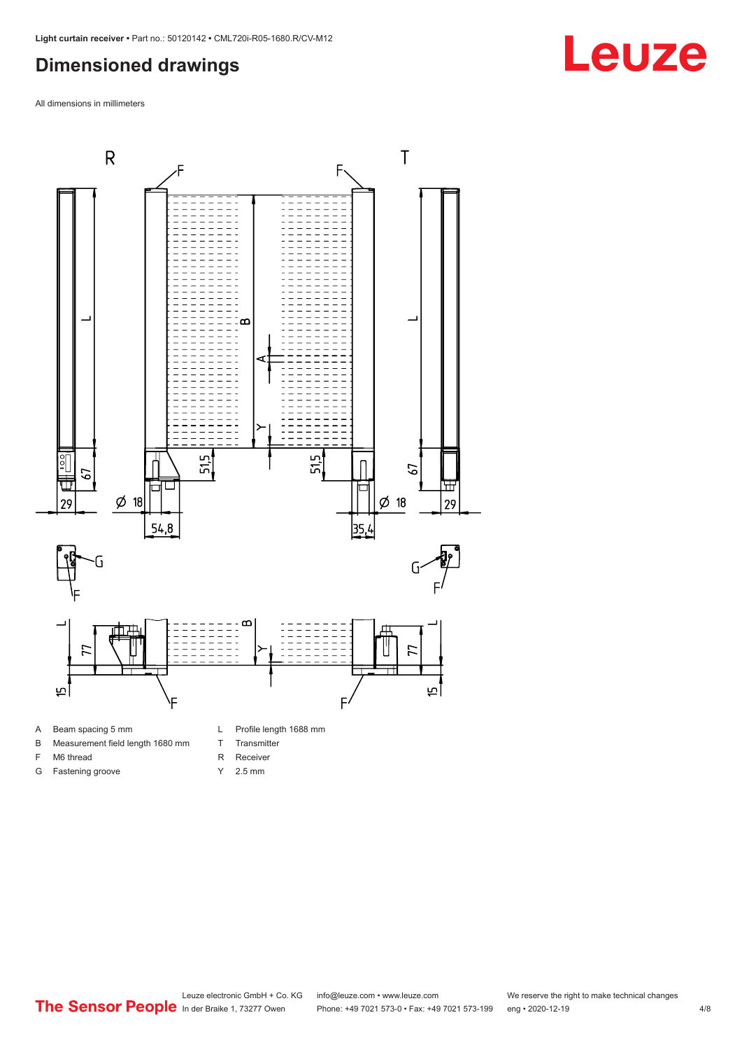## Dimensioned drawings

All dimensions in millimeters

- A Beam spacing 5 mm
- B Measurement field length 1680 mm
- F M6 thread
- G Fastening groove
- L Profile length 1688 mm
- T Transmitter
- R Receiver
- Y 2.5 mm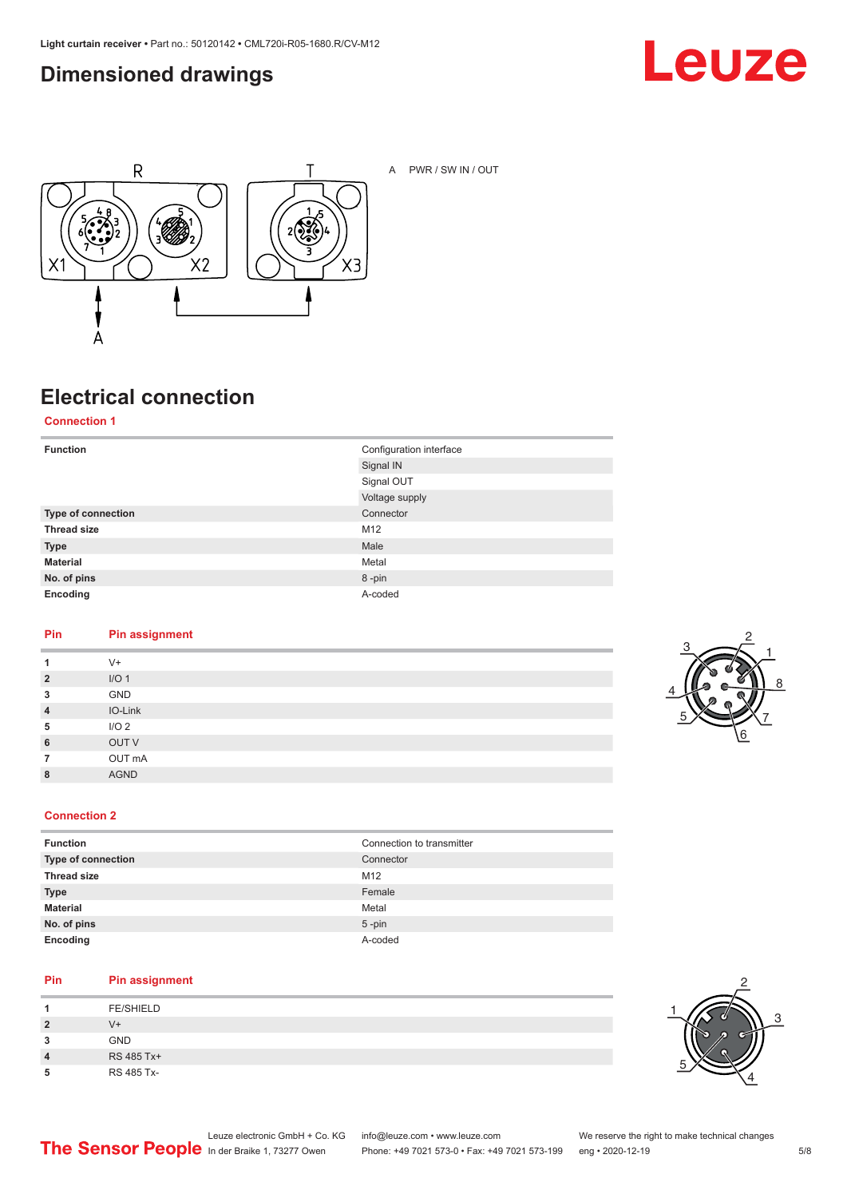## Dimensioned drawings

A PWR / SW IN / OUT

## Electrical connection

### Connection 1

| | |
|---|---|
| **Function** | Configuration interface |
| | Signal IN |
| | Signal OUT |
| | Voltage supply |
| **Type of connection** | Connector |
| **Thread size** | M12 |
| **Type** | Male |
| **Material** | Metal |
| **No. of pins** | 8 -pin |
| **Encoding** | A-coded |

| Pin | Pin assignment |
|---|---|
| **1** | V+ |
| **2** | I/O 1 |
| **3** | GND |
| **4** | IO-Link |
| **5** | I/O 2 |
| **6** | OUT V |
| **7** | OUT mA |
| **8** | AGND |

### Connection 2

| | |
|---|---|
| **Function** | Connection to transmitter |
| **Type of connection** | Connector |
| **Thread size** | M12 |
| **Type** | Female |
| **Material** | Metal |
| **No. of pins** | 5 -pin |
| **Encoding** | A-coded |

| Pin | Pin assignment |
|---|---|
| **1** | FE/SHIELD |
| **2** | V+ |
| **3** | GND |
| **4** | RS 485 Tx+ |
| **5** | RS 485 Tx- |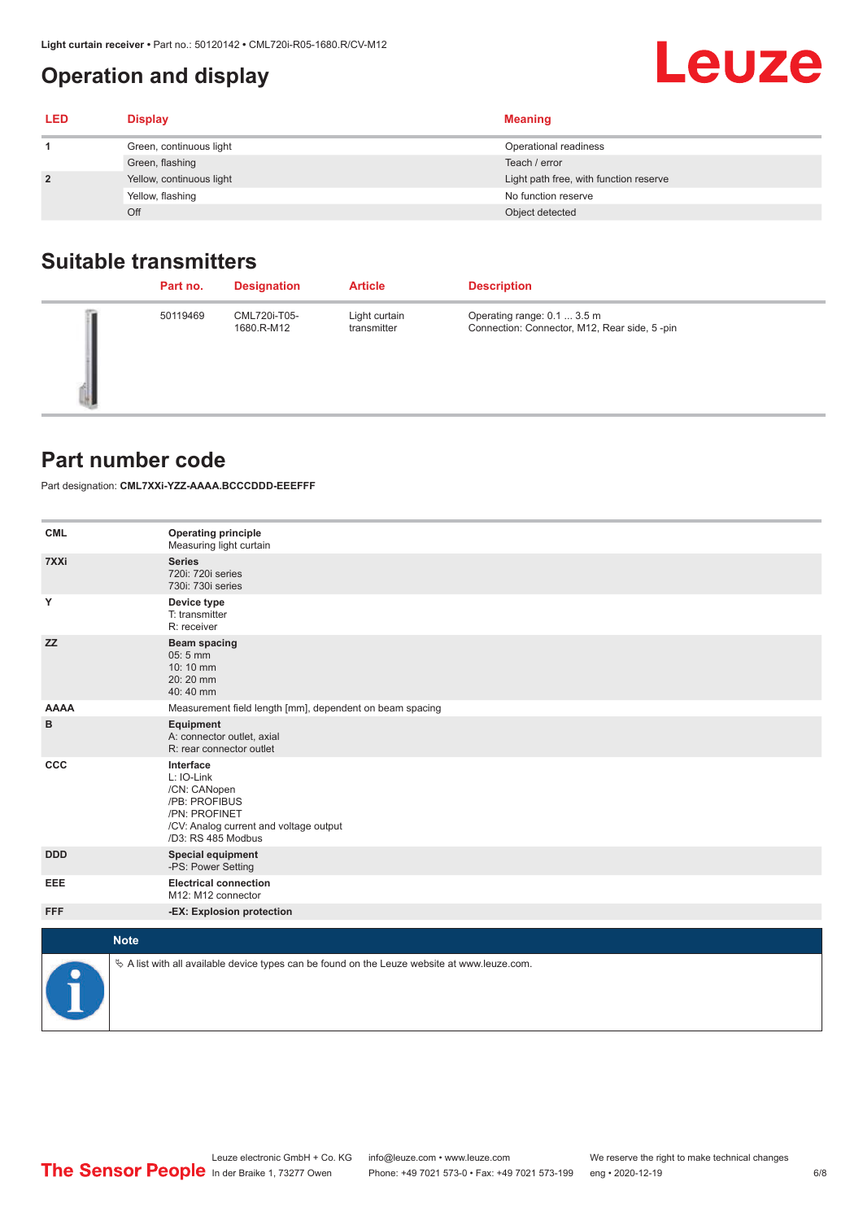## Operation and display

| LED | Display | Meaning |
| --- | --- | --- |
| 1 | Green, continuous light | Operational readiness |
|  | Green, flashing | Teach / error |
| 2 | Yellow, continuous light | Light path free, with function reserve |
|  | Yellow, flashing | No function reserve |
|  | Off | Object detected |

## Suitable transmitters

| Part no. | Designation | Article | Description |
| --- | --- | --- | --- |
| 50119469 | CML720i-T05-1680.R-M12 | Light curtain transmitter | Operating range: 0.1 ... 3.5 m<br>Connection: Connector, M12, Rear side, 5 -pin |

## Part number code

Part designation: **CML7XXi-YZZ-AAAA.BCCCDDD-EEEFFF**

| | |
| --- | --- |
| **CML** | **Operating principle**<br>Measuring light curtain |
| **7XXi** | **Series**<br>720i: 720i series<br>730i: 730i series |
| **Y** | **Device type**<br>T: transmitter<br>R: receiver |
| **ZZ** | **Beam spacing**<br>05: 5 mm<br>10: 10 mm<br>20: 20 mm<br>40: 40 mm |
| **AAAA** | Measurement field length [mm], dependent on beam spacing |
| **B** | **Equipment**<br>A: connector outlet, axial<br>R: rear connector outlet |
| **CCC** | **Interface**<br>L: IO-Link<br>/CN: CANopen<br>/PB: PROFIBUS<br>/PN: PROFINET<br>/CV: Analog current and voltage output<br>/D3: RS 485 Modbus |
| **DDD** | **Special equipment**<br>-PS: Power Setting |
| **EEE** | **Electrical connection**<br>M12: M12 connector |
| **FFF** | **-EX: Explosion protection** |

**Note**

✎ A list with all available device types can be found on the Leuze website at www.leuze.com.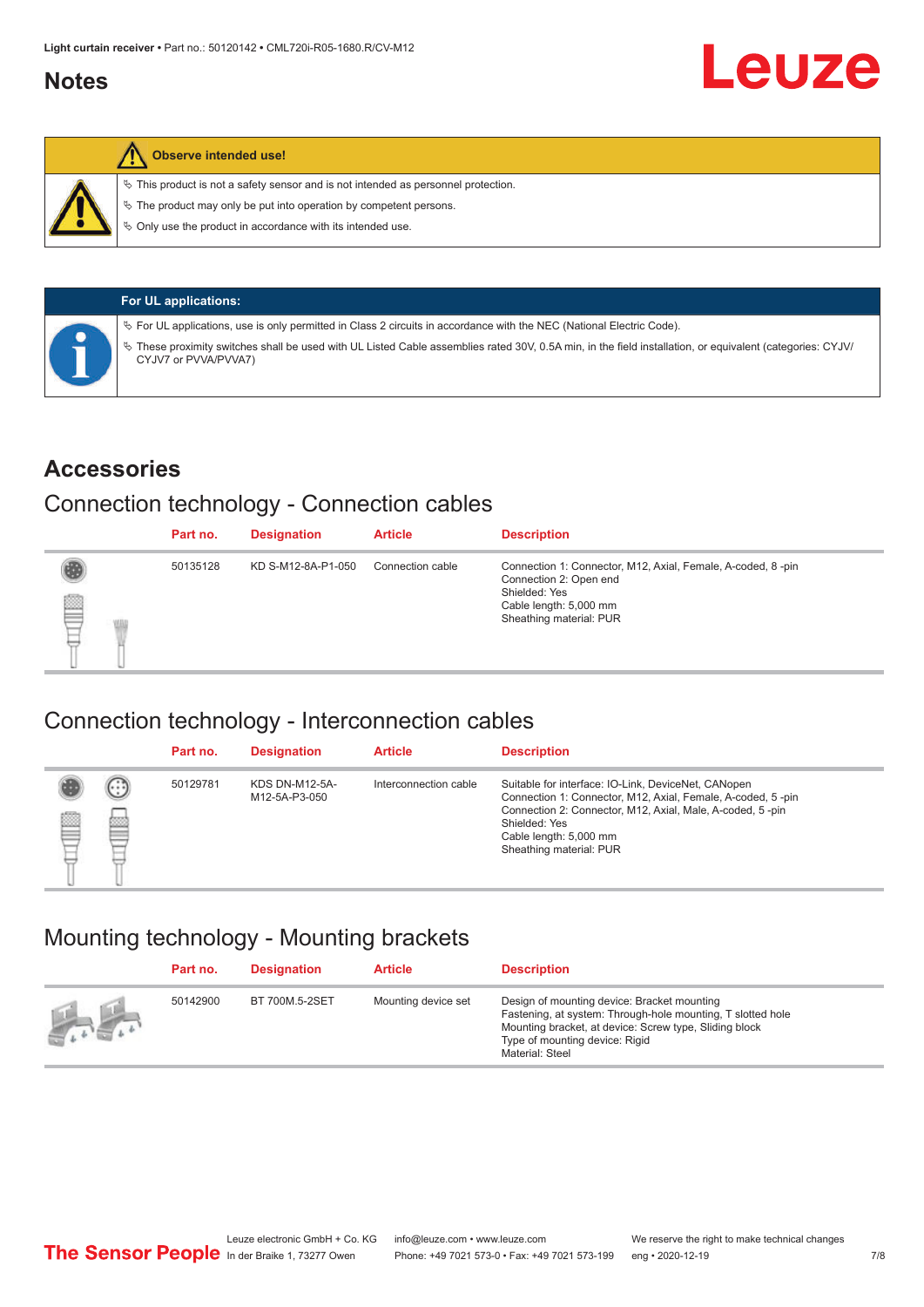## Notes

**Observe intended use!**

- This product is not a safety sensor and is not intended as personnel protection.
- The product may only be put into operation by competent persons.
- Only use the product in accordance with its intended use.

**For UL applications:**

- For UL applications, use is only permitted in Class 2 circuits in accordance with the NEC (National Electric Code).
- These proximity switches shall be used with UL Listed Cable assemblies rated 30V, 0.5A min, in the field installation, or equivalent (categories: CYJV/ CYJV7 or PVVA/PVVA7)

## Accessories

### Connection technology - Connection cables

| Part no. | Designation | Article | Description |
|---|---|---|---|
| 50135128 | KD S-M12-8A-P1-050 | Connection cable | Connection 1: Connector, M12, Axial, Female, A-coded, 8 -pin<br>Connection 2: Open end<br>Shielded: Yes<br>Cable length: 5,000 mm<br>Sheathing material: PUR |

### Connection technology - Interconnection cables

| Part no. | Designation | Article | Description |
|---|---|---|---|
| 50129781 | KDS DN-M12-5A-M12-5A-P3-050 | Interconnection cable | Suitable for interface: IO-Link, DeviceNet, CANopen<br>Connection 1: Connector, M12, Axial, Female, A-coded, 5 -pin<br>Connection 2: Connector, M12, Axial, Male, A-coded, 5 -pin<br>Shielded: Yes<br>Cable length: 5,000 mm<br>Sheathing material: PUR |

### Mounting technology - Mounting brackets

| Part no. | Designation | Article | Description |
|---|---|---|---|
| 50142900 | BT 700M.5-2SET | Mounting device set | Design of mounting device: Bracket mounting<br>Fastening, at system: Through-hole mounting, T slotted hole<br>Mounting bracket, at device: Screw type, Sliding block<br>Type of mounting device: Rigid<br>Material: Steel |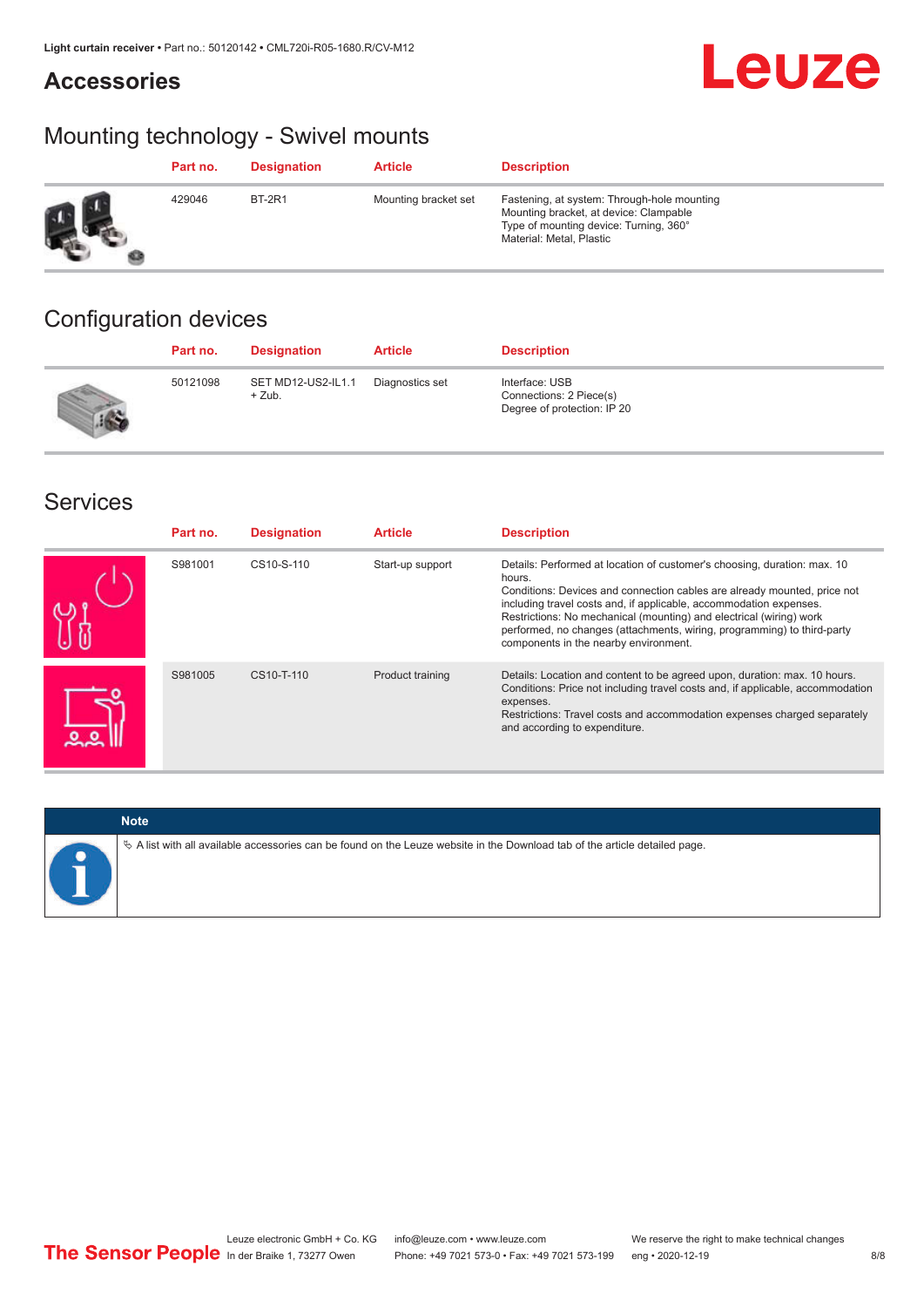## Accessories

### Mounting technology - Swivel mounts

| | Part no. | Designation | Article | Description |
|---|---|---|---|---|
| | 429046 | BT-2R1 | Mounting bracket set | Fastening, at system: Through-hole mounting<br>Mounting bracket, at device: Clampable<br>Type of mounting device: Turning, 360°<br>Material: Metal, Plastic |

### Configuration devices

| | Part no. | Designation | Article | Description |
|---|---|---|---|---|
| | 50121098 | SET MD12-US2-IL1.1 + Zub. | Diagnostics set | Interface: USB<br>Connections: 2 Piece(s)<br>Degree of protection: IP 20 |

### Services

| | Part no. | Designation | Article | Description |
|---|---|---|---|---|
| | S981001 | CS10-S-110 | Start-up support | Details: Performed at location of customer's choosing, duration: max. 10 hours.<br>Conditions: Devices and connection cables are already mounted, price not including travel costs and, if applicable, accommodation expenses.<br>Restrictions: No mechanical (mounting) and electrical (wiring) work performed, no changes (attachments, wiring, programming) to third-party components in the nearby environment. |
| | S981005 | CS10-T-110 | Product training | Details: Location and content to be agreed upon, duration: max. 10 hours.<br>Conditions: Price not including travel costs and, if applicable, accommodation expenses.<br>Restrictions: Travel costs and accommodation expenses charged separately and according to expenditure. |

**Note**

↳ A list with all available accessories can be found on the Leuze website in the Download tab of the article detailed page.